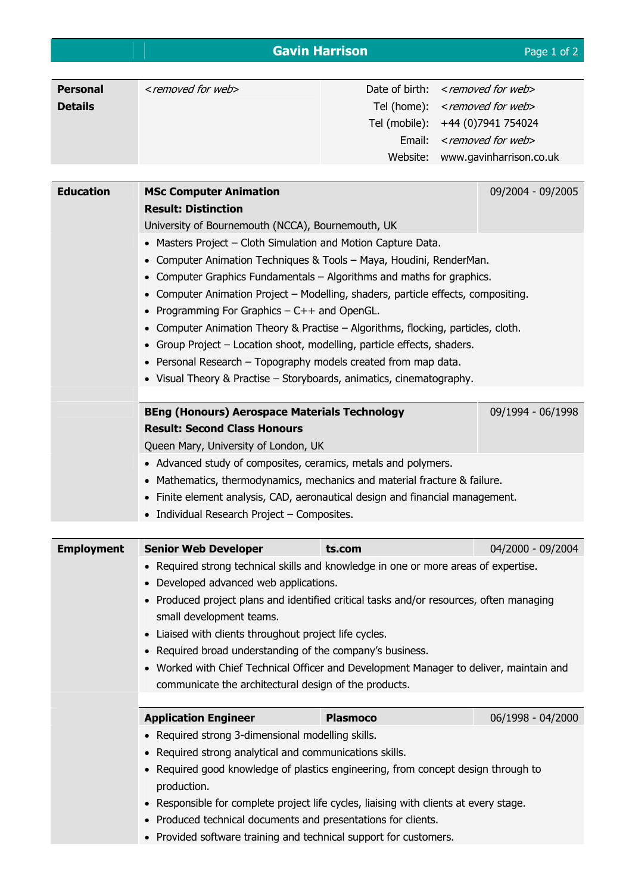# Gavin Harrison

## Personal Details

<removed for web>

| | |
|---|---|
| Date of birth: | <removed for web> |
| Tel (home): | <removed for web> |
| Tel (mobile): | +44 (0)7941 754024 |
| Email: | <removed for web> |
| Website: | www.gavinharrison.co.uk |

## Education

**MSc Computer Animation** — 09/2004 - 09/2005
**Result: Distinction**
University of Bournemouth (NCCA), Bournemouth, UK

- Masters Project – Cloth Simulation and Motion Capture Data.
- Computer Animation Techniques & Tools – Maya, Houdini, RenderMan.
- Computer Graphics Fundamentals – Algorithms and maths for graphics.
- Computer Animation Project – Modelling, shaders, particle effects, compositing.
- Programming For Graphics – C++ and OpenGL.
- Computer Animation Theory & Practise – Algorithms, flocking, particles, cloth.
- Group Project – Location shoot, modelling, particle effects, shaders.
- Personal Research – Topography models created from map data.
- Visual Theory & Practise – Storyboards, animatics, cinematography.

**BEng (Honours) Aerospace Materials Technology** — 09/1994 - 06/1998
**Result: Second Class Honours**
Queen Mary, University of London, UK

- Advanced study of composites, ceramics, metals and polymers.
- Mathematics, thermodynamics, mechanics and material fracture & failure.
- Finite element analysis, CAD, aeronautical design and financial management.
- Individual Research Project – Composites.

## Employment

**Senior Web Developer** | **ts.com** | 04/2000 - 09/2004

- Required strong technical skills and knowledge in one or more areas of expertise.
- Developed advanced web applications.
- Produced project plans and identified critical tasks and/or resources, often managing small development teams.
- Liaised with clients throughout project life cycles.
- Required broad understanding of the company's business.
- Worked with Chief Technical Officer and Development Manager to deliver, maintain and communicate the architectural design of the products.

**Application Engineer** | **Plasmoco** | 06/1998 - 04/2000

- Required strong 3-dimensional modelling skills.
- Required strong analytical and communications skills.
- Required good knowledge of plastics engineering, from concept design through to production.
- Responsible for complete project life cycles, liaising with clients at every stage.
- Produced technical documents and presentations for clients.
- Provided software training and technical support for customers.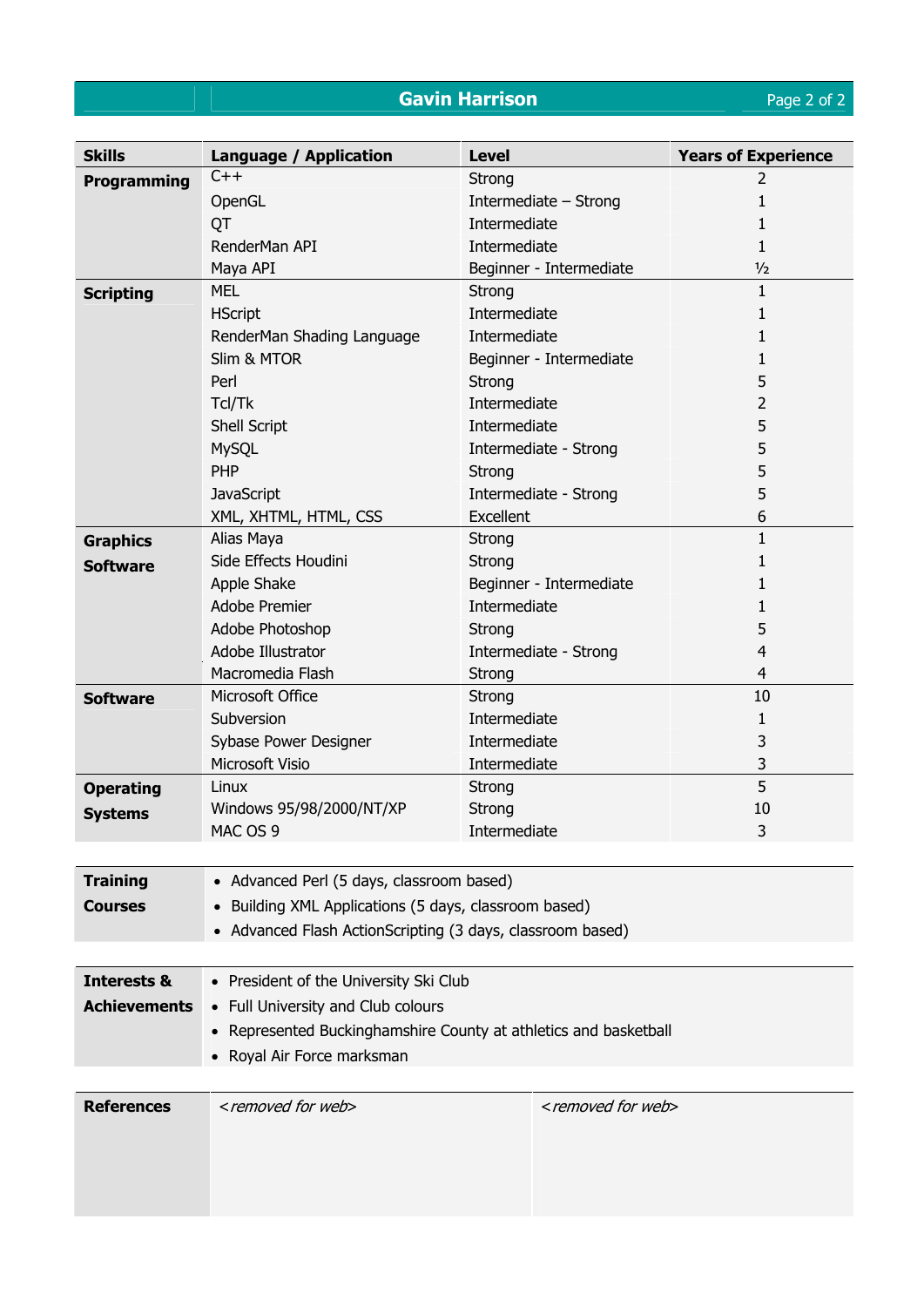| Skills | Language / Application | Level | Years of Experience |
|---|---|---|---|
| **Programming** | C++ | Strong | 2 |
| | OpenGL | Intermediate – Strong | 1 |
| | QT | Intermediate | 1 |
| | RenderMan API | Intermediate | 1 |
| | Maya API | Beginner - Intermediate | ½ |
| **Scripting** | MEL | Strong | 1 |
| | HScript | Intermediate | 1 |
| | RenderMan Shading Language | Intermediate | 1 |
| | Slim & MTOR | Beginner - Intermediate | 1 |
| | Perl | Strong | 5 |
| | Tcl/Tk | Intermediate | 2 |
| | Shell Script | Intermediate | 5 |
| | MySQL | Intermediate - Strong | 5 |
| | PHP | Strong | 5 |
| | JavaScript | Intermediate - Strong | 5 |
| | XML, XHTML, HTML, CSS | Excellent | 6 |
| **Graphics Software** | Alias Maya | Strong | 1 |
| | Side Effects Houdini | Strong | 1 |
| | Apple Shake | Beginner - Intermediate | 1 |
| | Adobe Premier | Intermediate | 1 |
| | Adobe Photoshop | Strong | 5 |
| | Adobe Illustrator | Intermediate - Strong | 4 |
| | Macromedia Flash | Strong | 4 |
| **Software** | Microsoft Office | Strong | 10 |
| | Subversion | Intermediate | 1 |
| | Sybase Power Designer | Intermediate | 3 |
| | Microsoft Visio | Intermediate | 3 |
| **Operating Systems** | Linux | Strong | 5 |
| | Windows 95/98/2000/NT/XP | Strong | 10 |
| | MAC OS 9 | Intermediate | 3 |

**Training Courses**

- Advanced Perl (5 days, classroom based)
- Building XML Applications (5 days, classroom based)
- Advanced Flash ActionScripting (3 days, classroom based)

**Interests & Achievements**

- President of the University Ski Club
- Full University and Club colours
- Represented Buckinghamshire County at athletics and basketball
- Royal Air Force marksman

| **References** | *<removed for web>* | *<removed for web>* |
|---|---|---|